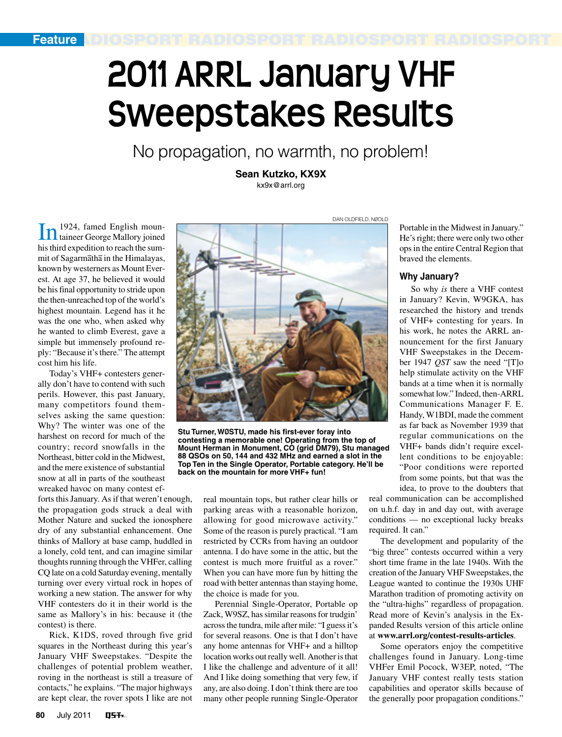Feature

# 2011 ARRL January VHF Sweepstakes Results

## No propagation, no warmth, no problem!

**Sean Kutzko, KX9X**
kx9x@arrl.org

In 1924, famed English mountaineer George Mallory joined his third expedition to reach the summit of Sagarmāthā in the Himalayas, known by westerners as Mount Everest. At age 37, he believed it would be his final opportunity to stride upon the then-unreached top of the world's highest mountain. Legend has it he was the one who, when asked why he wanted to climb Everest, gave a simple but immensely profound reply: "Because it's there." The attempt cost him his life.

Today's VHF+ contesters generally don't have to contend with such perils. However, this past January, many competitors found themselves asking the same question: Why? The winter was one of the harshest on record for much of the country; record snowfalls in the Northeast, bitter cold in the Midwest, and the mere existence of substantial snow at all in parts of the southeast wreaked havoc on many contest efforts this January. As if that weren't enough, the propagation gods struck a deal with Mother Nature and sucked the ionosphere dry of any substantial enhancement. One thinks of Mallory at base camp, huddled in a lonely, cold tent, and can imagine similar thoughts running through the VHFer, calling CQ late on a cold Saturday evening, mentally turning over every virtual rock in hopes of working a new station. The answer for why VHF contesters do it in their world is the same as Mallory's in his: because it (the contest) is there.

DAN OLDFIELD, NØOLD

**Stu Turner, WØSTU, made his first-ever foray into contesting a memorable one! Operating from the top of Mount Herman in Monument, CO (grid DM79), Stu managed 88 QSOs on 50, 144 and 432 MHz and earned a slot in the Top Ten in the Single Operator, Portable category. He'll be back on the mountain for more VHF+ fun!**

Rick, K1DS, roved through five grid squares in the Northeast during this year's January VHF Sweepstakes. "Despite the challenges of potential problem weather, roving in the northeast is still a treasure of contacts," he explains. "The major highways are kept clear, the rover spots I like are not real mountain tops, but rather clear hills or parking areas with a reasonable horizon, allowing for good microwave activity." Some of the reason is purely practical. "I am restricted by CCRs from having an outdoor antenna. I do have some in the attic, but the contest is much more fruitful as a rover." When you can have more fun by hitting the road with better antennas than staying home, the choice is made for you.

Perennial Single-Operator, Portable op Zack, W9SZ, has similar reasons for trudgin' across the tundra, mile after mile: "I guess it's for several reasons. One is that I don't have any home antennas for VHF+ and a hilltop location works out really well. Another is that I like the challenge and adventure of it all! And I like doing something that very few, if any, are also doing. I don't think there are too many other people running Single-Operator Portable in the Midwest in January." He's right; there were only two other ops in the entire Central Region that braved the elements.

### Why January?

So why *is* there a VHF contest in January? Kevin, W9GKA, has researched the history and trends of VHF+ contesting for years. In his work, he notes the ARRL announcement for the first January VHF Sweepstakes in the December 1947 *QST* saw the need "[T]o help stimulate activity on the VHF bands at a time when it is normally somewhat low." Indeed, then-ARRL Communications Manager F. E. Handy, W1BDI, made the comment as far back as November 1939 that regular communications on the VHF+ bands didn't require excellent conditions to be enjoyable: "Poor conditions were reported from some points, but that was the idea, to prove to the doubters that real communication can be accomplished on u.h.f. day in and day out, with average conditions — no exceptional lucky breaks required. It can."

The development and popularity of the "big three" contests occurred within a very short time frame in the late 1940s. With the creation of the January VHF Sweepstakes, the League wanted to continue the 1930s UHF Marathon tradition of promoting activity on the "ultra-highs" regardless of propagation. Read more of Kevin's analysis in the Expanded Results version of this article online at **www.arrl.org/contest-results-articles**.

Some operators enjoy the competitive challenges found in January. Long-time VHFer Emil Pocock, W3EP, noted, "The January VHF contest really tests station capabilities and operator skills because of the generally poor propagation conditions."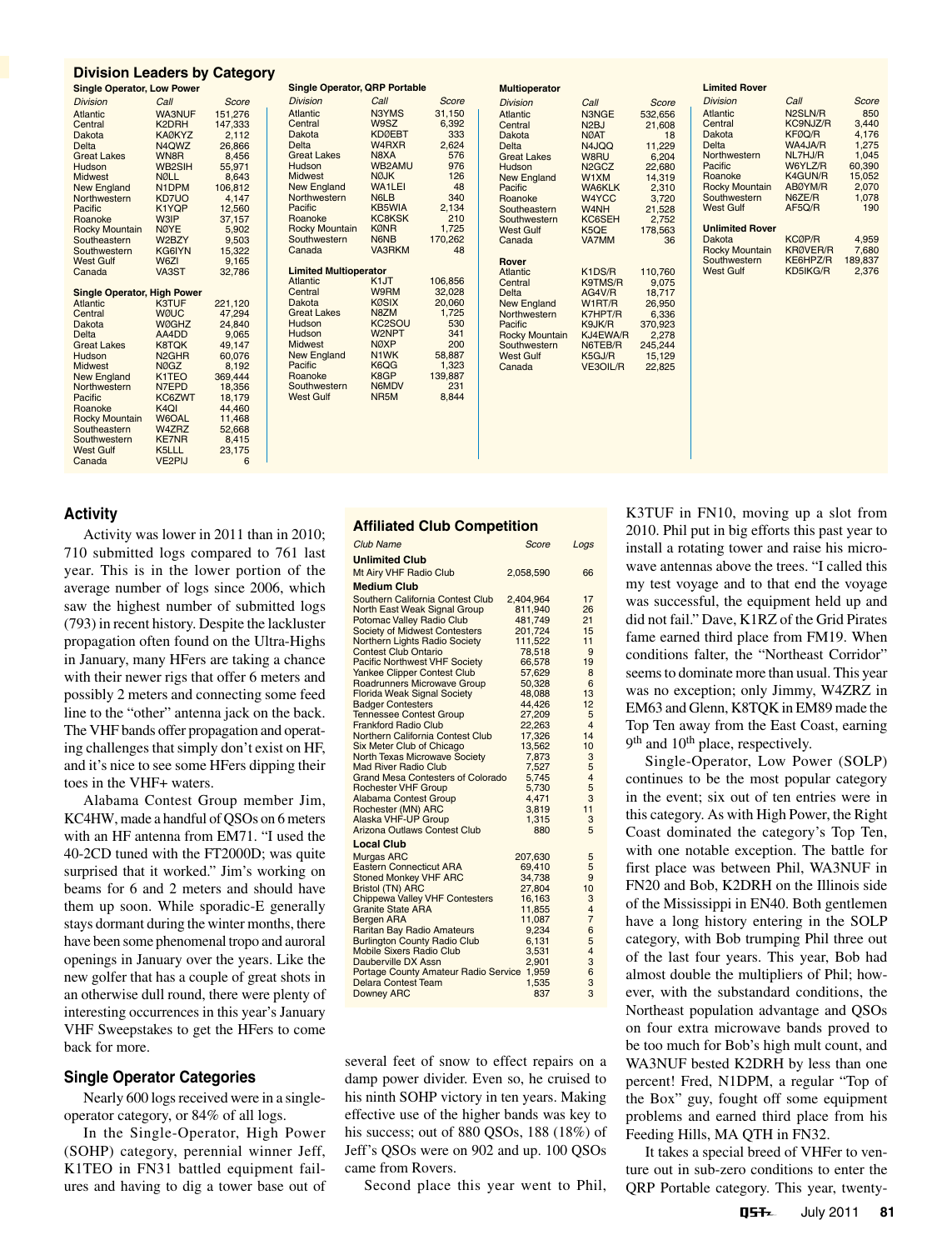## Division Leaders by Category

### Single Operator, Low Power

| Division | Call | Score |
|---|---|---|
| Atlantic | WA3NUF | 151,276 |
| Central | K2DRH | 147,333 |
| Dakota | KAØKYZ | 2,112 |
| Delta | N4QWZ | 26,866 |
| Great Lakes | WN8R | 8,456 |
| Hudson | WB2SIH | 55,971 |
| Midwest | NØLL | 8,643 |
| New England | N1DPM | 106,812 |
| Northwestern | KD7UO | 4,147 |
| Pacific | K1YQP | 12,560 |
| Roanoke | W3IP | 37,157 |
| Rocky Mountain | NØYE | 5,902 |
| Southeastern | W2BZY | 9,503 |
| Southwestern | KG6IYN | 15,322 |
| West Gulf | W6ZI | 9,165 |
| Canada | VA3ST | 32,786 |

### Single Operator, High Power

| Division | Call | Score |
|---|---|---|
| Atlantic | K3TUF | 221,120 |
| Central | WØUC | 47,294 |
| Dakota | WØGHZ | 24,840 |
| Delta | AA4DD | 9,065 |
| Great Lakes | K8TQK | 49,147 |
| Hudson | N2GHR | 60,076 |
| Midwest | NØGZ | 8,192 |
| New England | K1TEO | 369,444 |
| Northwestern | N7EPD | 18,356 |
| Pacific | KC6ZWT | 18,179 |
| Roanoke | K4QI | 44,460 |
| Rocky Mountain | W6OAL | 11,468 |
| Southeastern | W4ZRZ | 52,668 |
| Southwestern | KE7NR | 8,415 |
| West Gulf | K5LLL | 23,175 |
| Canada | VE2PIJ | 6 |

### Single Operator, QRP Portable

| Division | Call | Score |
|---|---|---|
| Atlantic | N3YMS | 31,150 |
| Central | W9SZ | 6,392 |
| Dakota | KDØEBT | 333 |
| Delta | W4RXR | 2,624 |
| Great Lakes | N8XA | 576 |
| Hudson | WB2AMU | 976 |
| Midwest | NØJK | 126 |
| New England | WA1LEI | 48 |
| Northwestern | N6LB | 340 |
| Pacific | KB5WIA | 2,134 |
| Roanoke | KC8KSK | 210 |
| Rocky Mountain | KØNR | 1,725 |
| Southwestern | N6NB | 170,262 |
| Canada | VA3RKM | 48 |

### Limited Multioperator

| Division | Call | Score |
|---|---|---|
| Atlantic | K1JT | 106,856 |
| Central | W9RM | 32,028 |
| Dakota | KØSIX | 20,060 |
| Great Lakes | N8ZM | 1,725 |
| Hudson | KC2SOU | 530 |
| Hudson | W2NPT | 341 |
| Midwest | NØXP | 200 |
| New England | N1WK | 58,887 |
| Pacific | K6QG | 1,323 |
| Roanoke | K8GP | 139,887 |
| Southwestern | N6MDV | 231 |
| West Gulf | NR5M | 8,844 |

### Multioperator

| Division | Call | Score |
|---|---|---|
| Atlantic | N3NGE | 532,656 |
| Central | N2BJ | 21,608 |
| Dakota | NØAT | 18 |
| Delta | N4JQQ | 11,229 |
| Great Lakes | W8RU | 6,204 |
| Hudson | N2GCZ | 22,680 |
| New England | W1XM | 14,319 |
| Pacific | WA6KLK | 2,310 |
| Roanoke | W4YCC | 3,720 |
| Southeastern | W4NH | 21,528 |
| Southwestern | KC6SEH | 2,752 |
| West Gulf | K5QE | 178,563 |
| Canada | VA7MM | 36 |

### Rover

| Division | Call | Score |
|---|---|---|
| Atlantic | K1DS/R | 110,760 |
| Central | K9TMS/R | 9,075 |
| Delta | AG4V/R | 18,717 |
| New England | W1RT/R | 26,950 |
| Northwestern | K7HPT/R | 6,336 |
| Pacific | K9JK/R | 370,923 |
| Rocky Mountain | KJ4EWA/R | 2,278 |
| Southwestern | N6TEB/R | 245,244 |
| West Gulf | K5GJ/R | 15,129 |
| Canada | VE3OIL/R | 22,825 |

### Limited Rover

| Division | Call | Score |
|---|---|---|
| Atlantic | N2SLN/R | 850 |
| Central | KC9NJZ/R | 3,440 |
| Dakota | KFØQ/R | 4,176 |
| Delta | WA4JA/R | 1,275 |
| Northwestern | NL7HJ/R | 1,045 |
| Pacific | W6YLZ/R | 60,390 |
| Roanoke | K4GUN/R | 15,052 |
| Rocky Mountain | ABØYM/R | 2,070 |
| Southwestern | N6ZE/R | 1,078 |
| West Gulf | AF5Q/R | 190 |

### Unlimited Rover

| Division | Call | Score |
|---|---|---|
| Dakota | KCØP/R | 4,959 |
| Rocky Mountain | KRØVER/R | 7,680 |
| Southwestern | KE6HPZ/R | 189,837 |
| West Gulf | KD5IKG/R | 2,376 |

## Activity

Activity was lower in 2011 than in 2010; 710 submitted logs compared to 761 last year. This is in the lower portion of the average number of logs since 2006, which saw the highest number of submitted logs (793) in recent history. Despite the lackluster propagation often found on the Ultra-Highs in January, many HFers are taking a chance with their newer rigs that offer 6 meters and possibly 2 meters and connecting some feed line to the "other" antenna jack on the back. The VHF bands offer propagation and operating challenges that simply don't exist on HF, and it's nice to see some HFers dipping their toes in the VHF+ waters.

Alabama Contest Group member Jim, KC4HW, made a handful of QSOs on 6 meters with an HF antenna from EM71. "I used the 40-2CD tuned with the FT2000D; was quite surprised that it worked." Jim's working on beams for 6 and 2 meters and should have them up soon. While sporadic-E generally stays dormant during the winter months, there have been some phenomenal tropo and auroral openings in January over the years. Like the new golfer that has a couple of great shots in an otherwise dull round, there were plenty of interesting occurrences in this year's January VHF Sweepstakes to get the HFers to come back for more.

## Affiliated Club Competition

| Club Name | Score | Logs |
|---|---|---|
| **Unlimited Club** | | |
| Mt Airy VHF Radio Club | 2,058,590 | 66 |
| **Medium Club** | | |
| Southern California Contest Club | 2,404,964 | 17 |
| North East Weak Signal Group | 811,940 | 26 |
| Potomac Valley Radio Club | 481,749 | 21 |
| Society of Midwest Contesters | 201,724 | 15 |
| Northern Lights Radio Society | 111,522 | 11 |
| Contest Club Ontario | 78,518 | 9 |
| Pacific Northwest VHF Society | 66,578 | 19 |
| Yankee Clipper Contest Club | 57,629 | 8 |
| Roadrunners Microwave Group | 50,328 | 6 |
| Florida Weak Signal Society | 48,088 | 13 |
| Badger Contesters | 44,426 | 12 |
| Tennessee Contest Group | 27,209 | 5 |
| Frankford Radio Club | 22,263 | 4 |
| Northern California Contest Club | 17,326 | 14 |
| Six Meter Club of Chicago | 13,562 | 10 |
| North Texas Microwave Society | 7,873 | 3 |
| Mad River Radio Club | 7,527 | 5 |
| Grand Mesa Contesters of Colorado | 5,745 | 4 |
| Rochester VHF Group | 5,730 | 5 |
| Alabama Contest Group | 4,471 | 3 |
| Rochester (MN) ARC | 3,819 | 11 |
| Alaska VHF-UP Group | 1,315 | 3 |
| Arizona Outlaws Contest Club | 880 | 5 |
| **Local Club** | | |
| Murgas ARC | 207,630 | 5 |
| Eastern Connecticut ARA | 69,410 | 5 |
| Stoned Monkey VHF ARC | 34,738 | 9 |
| Bristol (TN) ARC | 27,804 | 10 |
| Chippewa Valley VHF Contesters | 16,163 | 3 |
| Granite State ARA | 11,855 | 4 |
| Bergen ARA | 11,087 | 7 |
| Raritan Bay Radio Amateurs | 9,234 | 6 |
| Burlington County Radio Club | 6,131 | 5 |
| Mobile Sixers Radio Club | 3,531 | 4 |
| Dauberville DX Assn | 2,901 | 3 |
| Portage County Amateur Radio Service | 1,959 | 6 |
| Delara Contest Team | 1,535 | 3 |
| Downey ARC | 837 | 3 |

## Single Operator Categories

Nearly 600 logs received were in a single-operator category, or 84% of all logs.

In the Single-Operator, High Power (SOHP) category, perennial winner Jeff, K1TEO in FN31 battled equipment failures and having to dig a tower base out of several feet of snow to effect repairs on a damp power divider. Even so, he cruised to his ninth SOHP victory in ten years. Making effective use of the higher bands was key to his success; out of 880 QSOs, 188 (18%) of Jeff's QSOs were on 902 and up. 100 QSOs came from Rovers.

Second place this year went to Phil, K3TUF in FN10, moving up a slot from 2010. Phil put in big efforts this past year to install a rotating tower and raise his microwave antennas above the trees. "I called this my test voyage and to that end the voyage was successful, the equipment held up and did not fail." Dave, K1RZ of the Grid Pirates fame earned third place from FM19. When conditions falter, the "Northeast Corridor" seems to dominate more than usual. This year was no exception; only Jimmy, W4ZRZ in EM63 and Glenn, K8TQK in EM89 made the Top Ten away from the East Coast, earning 9th and 10th place, respectively.

Single-Operator, Low Power (SOLP) continues to be the most popular category in the event; six out of ten entries were in this category. As with High Power, the Right Coast dominated the category's Top Ten, with one notable exception. The battle for first place was between Phil, WA3NUF in FN20 and Bob, K2DRH on the Illinois side of the Mississippi in EN40. Both gentlemen have a long history entering in the SOLP category, with Bob trumping Phil three out of the last four years. This year, Bob had almost double the multipliers of Phil; however, with the substandard conditions, the Northeast population advantage and QSOs on four extra microwave bands proved to be too much for Bob's high mult count, and WA3NUF bested K2DRH by less than one percent! Fred, N1DPM, a regular "Top of the Box" guy, fought off some equipment problems and earned third place from his Feeding Hills, MA QTH in FN32.

It takes a special breed of VHFer to venture out in sub-zero conditions to enter the QRP Portable category. This year, twenty-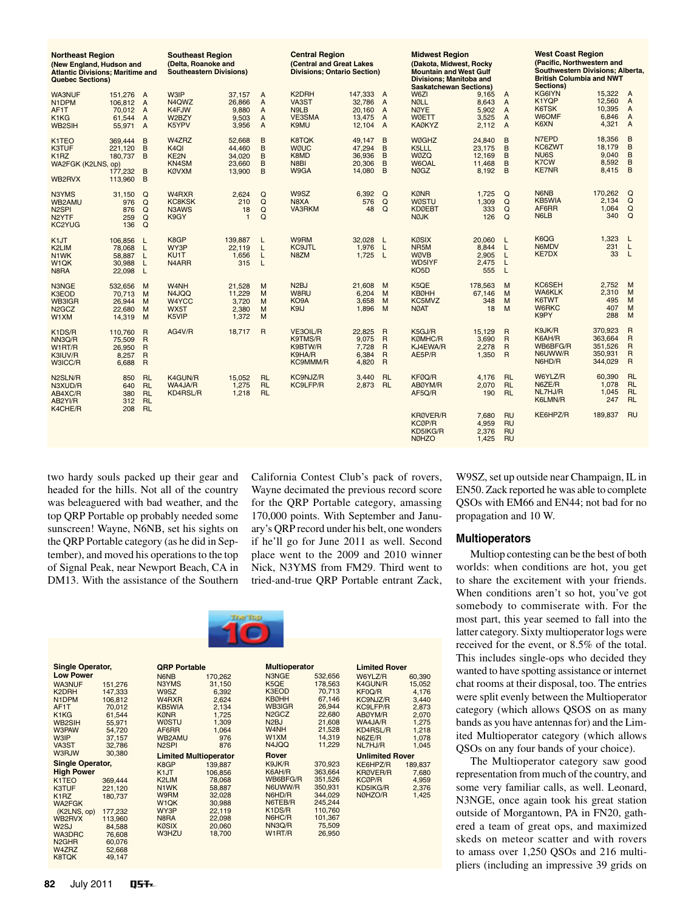| Northeast Region (New England, Hudson and Atlantic Divisions; Maritime and Quebec Sections) | | | Southeast Region (Delta, Roanoke and Southeastern Divisions) | | | Central Region (Central and Great Lakes Divisions; Ontario Section) | | | Midwest Region (Dakota, Midwest, Rocky Mountain and West Gulf Divisions; Manitoba and Saskatchewan Sections) | | | West Coast Region (Pacific, Northwestern and Southwestern Divisions; Alberta, British Columbia and NWT Sections) | | |
|---|---|---|---|---|---|---|---|---|---|---|---|---|---|---|
| WA3NUF | 151,276 | A | W3IP | 37,157 | A | K2DRH | 147,333 | A | W6ZI | 9,165 | A | KG6IYN | 15,322 | A |
| N1DPM | 106,812 | A | N4QWZ | 26,866 | A | VA3ST | 32,786 | A | N0LL | 8,643 | A | K1YQP | 12,560 | A |
| AF1T | 70,012 | A | K4FJW | 9,880 | A | N9LB | 20,160 | A | N0YE | 5,902 | A | K6TSK | 10,395 | A |
| K1KG | 61,544 | A | W2BZY | 9,503 | A | VE3SMA | 13,475 | A | W0ETT | 3,525 | A | W6OMF | 6,846 | A |
| WB2SIH | 55,971 | A | K5YPV | 3,956 | A | K9MU | 12,104 | A | KA0KYZ | 2,112 | A | K6XN | 4,321 | A |
| K1TEO | 369,444 | B | W4ZRZ | 52,668 | B | K8TQK | 49,147 | B | W0GHZ | 24,840 | B | N7EPD | 18,356 | B |
| K3TUF | 221,120 | B | K4QI | 44,460 | B | W0UC | 47,294 | B | K5LLL | 23,175 | B | KC6ZWT | 18,179 | B |
| K1RZ | 180,737 | B | KE2N | 34,020 | B | K8MD | 36,936 | B | W0ZQ | 12,169 | B | NU6S | 9,040 | B |
| WA2FGK (K2LNS, op) | 177,232 | B | KN4SM | 23,660 | B | N8BI | 20,306 | B | W6OAL | 11,468 | B | K7CW | 8,592 | B |
| WB2RVX | 113,960 | B | K0VXM | 13,900 | B | W9GA | 14,080 | B | N0GZ | 8,192 | B | KE7NR | 8,415 | B |
| N3YMS | 31,150 | Q | W4RXR | 2,624 | Q | W9SZ | 6,392 | Q | K0NR | 1,725 | Q | N6NB | 170,262 | Q |
| WB2AMU | 976 | Q | KC8KSK | 210 | Q | N8XA | 576 | Q | W0STU | 1,309 | Q | KB5WIA | 2,134 | Q |
| N2SPI | 876 | Q | N3AWS | 18 | Q | VA3RKM | 48 | Q | KD0EBT | 333 | Q | AF6RR | 1,064 | Q |
| N2YTF | 259 | Q | K9GY | 1 | Q | | | | N0JK | 126 | Q | N6LB | 340 | Q |
| KC2YUG | 136 | Q | | | | | | | | | | | | |
| K1JT | 106,856 | L | K8GP | 139,887 | L | W9RM | 32,028 | L | K0SIX | 20,060 | L | K6QG | 1,323 | L |
| K2LIM | 78,068 | L | WY3P | 22,119 | L | KC9JTL | 1,976 | L | NR5M | 8,844 | L | N6MDV | 231 | L |
| N1WK | 58,887 | L | KU1T | 1,656 | L | N8ZM | 1,725 | L | W0VB | 2,905 | L | KE7DX | 33 | L |
| W1QK | 30,988 | L | N4ARR | 315 | L | | | | WD5IYF | 2,475 | L | | | |
| N8RA | 22,098 | L | | | | | | | KO5D | 555 | L | | | |
| N3NGE | 532,656 | M | W4NH | 21,528 | M | N2BJ | 21,608 | M | K5QE | 178,563 | M | KC6SEH | 2,752 | M |
| K3EOD | 70,713 | M | N4JQQ | 11,229 | M | W8RU | 6,204 | M | KB0HH | 67,146 | M | WA6KLK | 2,310 | M |
| WB3IGR | 26,944 | M | W4YCC | 3,720 | M | KO9A | 3,658 | M | KC5MVZ | 348 | M | K6TWT | 495 | M |
| N2GCZ | 22,680 | M | WX5T | 2,380 | M | K9IJ | 1,896 | M | N0AT | 18 | M | W6RKC | 407 | M |
| W1XM | 14,319 | M | K5VIP | 1,372 | M | | | | | | | K9PY | 288 | M |
| K1DS/R | 110,760 | R | AG4V/R | 18,717 | R | VE3OIL/R | 22,825 | R | K5GJ/R | 15,129 | R | K9JK/R | 370,923 | R |
| NN3Q/R | 75,509 | R | | | | K9TMS/R | 9,075 | R | K0MHC/R | 3,690 | R | K6AH/R | 363,664 | R |
| W1RT/R | 26,950 | R | | | | K9BTW/R | 7,728 | R | KJ4EWA/R | 2,278 | R | WB6BFG/R | 351,526 | R |
| K3IUV/R | 8,257 | R | | | | K9HA/R | 6,384 | R | AE5P/R | 1,350 | R | N6UWW/R | 350,931 | R |
| W3ICC/R | 6,688 | R | | | | KC9MMM/R | 4,820 | R | | | | N6HD/R | 344,029 | R |
| N2SLN/R | 850 | RL | K4GUN/R | 15,052 | RL | KC9NJZ/R | 3,440 | RL | KF0Q/R | 4,176 | RL | W6YLZ/R | 60,390 | RL |
| N3XUD/R | 640 | RL | WA4JA/R | 1,275 | RL | KC9LFP/R | 2,873 | RL | AB0YM/R | 2,070 | RL | N6ZE/R | 1,078 | RL |
| AB4XC/R | 380 | RL | KD4RSL/R | 1,218 | RL | | | | AF5Q/R | 190 | RL | NL7HJ/R | 1,045 | RL |
| AB2YI/R | 312 | RL | | | | | | | | | | K6LMN/R | 247 | RL |
| K4CHE/R | 208 | RL | | | | | | | | | | | | |
| | | | | | | | | | KR0VER/R | 7,680 | RU | KE6HPZ/R | 189,837 | RU |
| | | | | | | | | | KC0P/R | 4,959 | RU | | | |
| | | | | | | | | | KD5IKG/R | 2,376 | RU | | | |
| | | | | | | | | | N0HZO | 1,425 | RU | | | |

two hardy souls packed up their gear and headed for the hills. Not all of the country was beleaguered with bad weather, and the top QRP Portable op probably needed some sunscreen! Wayne, N6NB, set his sights on the QRP Portable category (as he did in September), and moved his operations to the top of Signal Peak, near Newport Beach, CA in DM13. With the assistance of the Southern California Contest Club's pack of rovers, Wayne decimated the previous record score for the QRP Portable category, amassing 170,000 points. With September and January's QRP record under his belt, one wonders if he'll go for June 2011 as well. Second place went to the 2009 and 2010 winner Nick, N3YMS from FM29. Third went to tried-and-true QRP Portable entrant Zack, W9SZ, set up outside near Champaign, IL in EN50. Zack reported he was able to complete QSOs with EM66 and EN44; not bad for no propagation and 10 W.

### Multioperators

Multiop contesting can be the best of both worlds: when conditions are hot, you get to share the excitement with your friends. When conditions aren't so hot, you've got somebody to commiserate with. For the most part, this year seemed to fall into the latter category. Sixty multioperator logs were received for the event, or 8.5% of the total. This includes single-ops who decided they wanted to have spotting assistance or internet chat rooms at their disposal, too. The entries were split evenly between the Multioperator category (which allows QSOS on as many bands as you have antennas for) and the Limited Multioperator category (which allows QSOs on any four bands of your choice).

The Multioperator category saw good representation from much of the country, and some very familiar calls, as well. Leonard, N3NGE, once again took his great station outside of Morgantown, PA in FN20, gathered a team of great ops, and maximized skeds on meteor scatter and with rovers to amass over 1,250 QSOs and 216 multipliers (including an impressive 39 grids on

## The Top 10

| Single Operator, Low Power | |
|---|---|
| WA3NUF | 151,276 |
| K2DRH | 147,333 |
| N1DPM | 106,812 |
| AF1T | 70,012 |
| K1KG | 61,544 |
| WB2SIH | 55,971 |
| W3PAW | 54,720 |
| W3IP | 37,157 |
| VA3ST | 32,786 |
| W3RJW | 30,380 |

| Single Operator, High Power | |
|---|---|
| K1TEO | 369,444 |
| K3TUF | 221,120 |
| K1RZ | 180,737 |
| WA2FGK (K2LNS, op) | 177,232 |
| WB2RVX | 113,960 |
| W2SJ | 84,588 |
| WA3DRC | 76,608 |
| N2GHR | 60,076 |
| W4ZRZ | 52,668 |
| K8TQK | 49,147 |

| QRP Portable | |
|---|---|
| N6NB | 170,262 |
| N3YMS | 31,150 |
| W9SZ | 6,392 |
| W4RXR | 2,624 |
| KB5WIA | 2,134 |
| K0NR | 1,725 |
| W0STU | 1,309 |
| AF6RR | 1,064 |
| WB2AMU | 976 |
| N2SPI | 876 |

| Limited Multioperator | |
|---|---|
| K8GP | 139,887 |
| K1JT | 106,856 |
| K2LIM | 78,068 |
| N1WK | 58,887 |
| W9RM | 32,028 |
| W1QK | 30,988 |
| WY3P | 22,119 |
| N8RA | 22,098 |
| K0SIX | 20,060 |
| W3HZU | 18,700 |

| Multioperator | |
|---|---|
| N3NGE | 532,656 |
| K5QE | 178,563 |
| K3EOD | 70,713 |
| KB0HH | 67,146 |
| WB3IGR | 26,944 |
| N2GCZ | 22,680 |
| N2BJ | 21,608 |
| W4NH | 21,528 |
| W1XM | 14,319 |
| N4JQQ | 11,229 |

| Rover | |
|---|---|
| K9JK/R | 370,923 |
| K6AH/R | 363,664 |
| WB6BFG/R | 351,526 |
| N6UWW/R | 350,931 |
| N6HD/R | 344,029 |
| N6TEB/R | 245,244 |
| K1DS/R | 110,760 |
| N6HC/R | 101,367 |
| NN3Q/R | 75,509 |
| W1RT/R | 26,950 |

| Limited Rover | |
|---|---|
| W6YLZ/R | 60,390 |
| K4GUN/R | 15,052 |
| KF0Q/R | 4,176 |
| KC9NJZ/R | 3,440 |
| KC9LFP/R | 2,873 |
| AB0YM/R | 2,070 |
| WA4JA/R | 1,275 |
| KD4RSL/R | 1,218 |
| N6ZE/R | 1,078 |
| NL7HJ/R | 1,045 |

| Unlimited Rover | |
|---|---|
| KE6HPZ/R | 189,837 |
| KR0VER/R | 7,680 |
| KC0P/R | 4,959 |
| KD5IKG/R | 2,376 |
| N0HZO/R | 1,425 |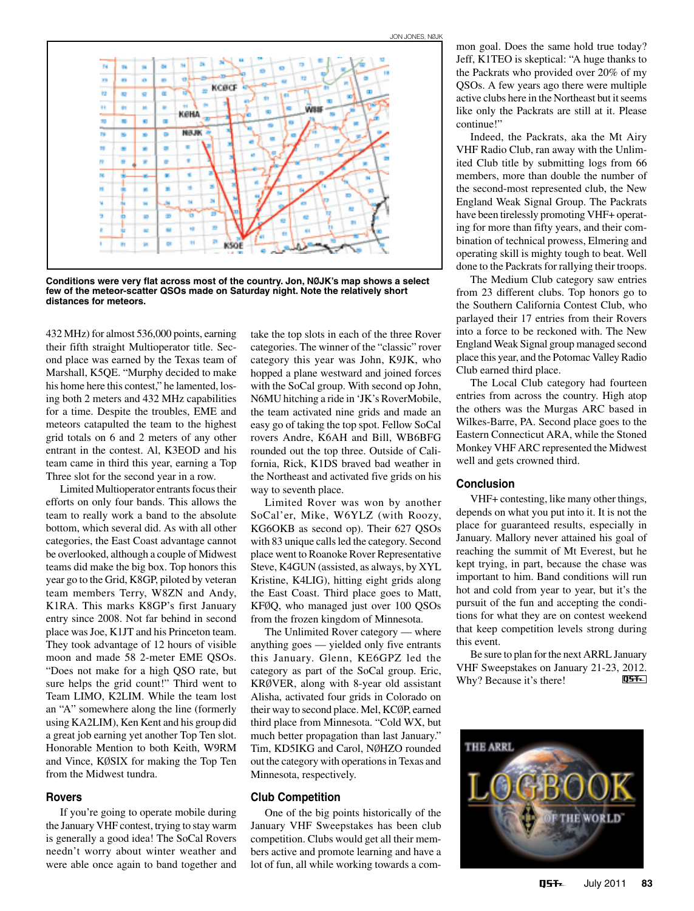JON JONES, NØJK

KCØCF
KØHA
WØIF
NØJK
K5QE

Conditions were very flat across most of the country. Jon, NØJK's map shows a select few of the meteor-scatter QSOs made on Saturday night. Note the relatively short distances for meteors.

432 MHz) for almost 536,000 points, earning their fifth straight Multioperator title. Second place was earned by the Texas team of Marshall, K5QE. "Murphy decided to make his home here this contest," he lamented, losing both 2 meters and 432 MHz capabilities for a time. Despite the troubles, EME and meteors catapulted the team to the highest grid totals on 6 and 2 meters of any other entrant in the contest. Al, K3EOD and his team came in third this year, earning a Top Three slot for the second year in a row.

Limited Multioperator entrants focus their efforts on only four bands. This allows the team to really work a band to the absolute bottom, which several did. As with all other categories, the East Coast advantage cannot be overlooked, although a couple of Midwest teams did make the big box. Top honors this year go to the Grid, K8GP, piloted by veteran team members Terry, W8ZN and Andy, K1RA. This marks K8GP's first January entry since 2008. Not far behind in second place was Joe, K1JT and his Princeton team. They took advantage of 12 hours of visible moon and made 58 2-meter EME QSOs. "Does not make for a high QSO rate, but sure helps the grid count!" Third went to Team LIMO, K2LIM. While the team lost an "A" somewhere along the line (formerly using KA2LIM), Ken Kent and his group did a great job earning yet another Top Ten slot. Honorable Mention to both Keith, W9RM and Vince, KØSIX for making the Top Ten from the Midwest tundra.

## Rovers

If you're going to operate mobile during the January VHF contest, trying to stay warm is generally a good idea! The SoCal Rovers needn't worry about winter weather and were able once again to band together and take the top slots in each of the three Rover categories. The winner of the "classic" rover category this year was John, K9JK, who hopped a plane westward and joined forces with the SoCal group. With second op John, N6MU hitching a ride in 'JK's RoverMobile, the team activated nine grids and made an easy go of taking the top spot. Fellow SoCal rovers Andre, K6AH and Bill, WB6BFG rounded out the top three. Outside of California, Rick, K1DS braved bad weather in the Northeast and activated five grids on his way to seventh place.

Limited Rover was won by another SoCal'er, Mike, W6YLZ (with Roozy, KG6OKB as second op). Their 627 QSOs with 83 unique calls led the category. Second place went to Roanoke Rover Representative Steve, K4GUN (assisted, as always, by XYL Kristine, K4LIG), hitting eight grids along the East Coast. Third place goes to Matt, KFØQ, who managed just over 100 QSOs from the frozen kingdom of Minnesota.

The Unlimited Rover category — where anything goes — yielded only five entrants this January. Glenn, KE6GPZ led the category as part of the SoCal group. Eric, KRØVER, along with 8-year old assistant Alisha, activated four grids in Colorado on their way to second place. Mel, KCØP, earned third place from Minnesota. "Cold WX, but much better propagation than last January." Tim, KD5IKG and Carol, NØHZO rounded out the category with operations in Texas and Minnesota, respectively.

## Club Competition

One of the big points historically of the January VHF Sweepstakes has been club competition. Clubs would get all their members active and promote learning and have a lot of fun, all while working towards a common goal. Does the same hold true today? Jeff, K1TEO is skeptical: "A huge thanks to the Packrats who provided over 20% of my QSOs. A few years ago there were multiple active clubs here in the Northeast but it seems like only the Packrats are still at it. Please continue!"

Indeed, the Packrats, aka the Mt Airy VHF Radio Club, ran away with the Unlimited Club title by submitting logs from 66 members, more than double the number of the second-most represented club, the New England Weak Signal Group. The Packrats have been tirelessly promoting VHF+ operating for more than fifty years, and their combination of technical prowess, Elmering and operating skill is mighty tough to beat. Well done to the Packrats for rallying their troops.

The Medium Club category saw entries from 23 different clubs. Top honors go to the Southern California Contest Club, who parlayed their 17 entries from their Rovers into a force to be reckoned with. The New England Weak Signal group managed second place this year, and the Potomac Valley Radio Club earned third place.

The Local Club category had fourteen entries from across the country. High atop the others was the Murgas ARC based in Wilkes-Barre, PA. Second place goes to the Eastern Connecticut ARA, while the Stoned Monkey VHF ARC represented the Midwest well and gets crowned third.

## Conclusion

VHF+ contesting, like many other things, depends on what you put into it. It is not the place for guaranteed results, especially in January. Mallory never attained his goal of reaching the summit of Mt Everest, but he kept trying, in part, because the chase was important to him. Band conditions will run hot and cold from year to year, but it's the pursuit of the fun and accepting the conditions for what they are on contest weekend that keep competition levels strong during this event.

Be sure to plan for the next ARRL January VHF Sweepstakes on January 21-23, 2012. Why? Because it's there!

THE ARRL LOGBOOK OF THE WORLD